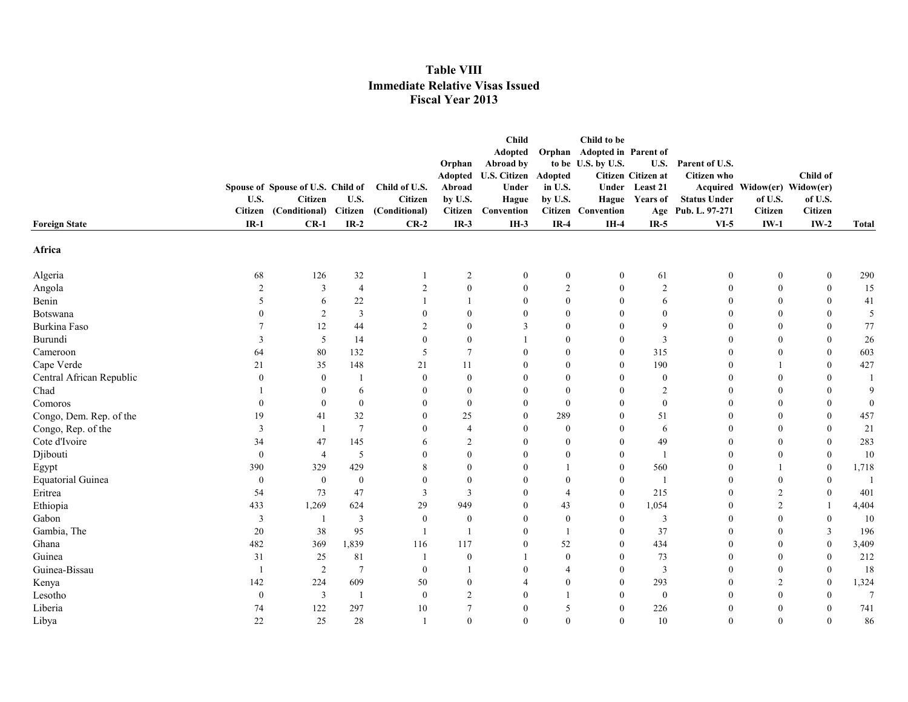# Table VIII
## Immediate Relative Visas Issued
## Fiscal Year 2013

| Foreign State | Spouse of U.S. Citizen IR-1 | Spouse of U.S. Citizen (Conditional) CR-1 | Child of U.S. Citizen IR-2 | Child of U.S. Citizen (Conditional) CR-2 | Orphan Adopted Abroad by U.S. Citizen IR-3 | Child Adopted Abroad by U.S. Citizen Under Hague Convention IH-3 | Orphan to be Adopted in U.S. by U.S. Citizen IR-4 | Child to be Adopted in U.S. by U.S. Citizen Under Hague Convention IH-4 | Parent of U.S. Citizen at Least 21 Years of Age IR-5 | Parent of U.S. Citizen who Acquired Status Under Pub. L. 97-271 VI-5 | Widow(er) of U.S. Citizen IW-1 | Child of Widow(er) of U.S. Citizen IW-2 | Total |
|---|---|---|---|---|---|---|---|---|---|---|---|---|---|
| **Africa** | | | | | | | | | | | | | |
| Algeria | 68 | 126 | 32 | 1 | 2 | 0 | 0 | 0 | 61 | 0 | 0 | 0 | 290 |
| Angola | 2 | 3 | 4 | 2 | 0 | 0 | 2 | 0 | 2 | 0 | 0 | 0 | 15 |
| Benin | 5 | 6 | 22 | 1 | 1 | 0 | 0 | 0 | 6 | 0 | 0 | 0 | 41 |
| Botswana | 0 | 2 | 3 | 0 | 0 | 0 | 0 | 0 | 0 | 0 | 0 | 0 | 5 |
| Burkina Faso | 7 | 12 | 44 | 2 | 0 | 3 | 0 | 0 | 9 | 0 | 0 | 0 | 77 |
| Burundi | 3 | 5 | 14 | 0 | 0 | 1 | 0 | 0 | 3 | 0 | 0 | 0 | 26 |
| Cameroon | 64 | 80 | 132 | 5 | 7 | 0 | 0 | 0 | 315 | 0 | 0 | 0 | 603 |
| Cape Verde | 21 | 35 | 148 | 21 | 11 | 0 | 0 | 0 | 190 | 0 | 1 | 0 | 427 |
| Central African Republic | 0 | 0 | 1 | 0 | 0 | 0 | 0 | 0 | 0 | 0 | 0 | 0 | 1 |
| Chad | 1 | 0 | 6 | 0 | 0 | 0 | 0 | 0 | 2 | 0 | 0 | 0 | 9 |
| Comoros | 0 | 0 | 0 | 0 | 0 | 0 | 0 | 0 | 0 | 0 | 0 | 0 | 0 |
| Congo, Dem. Rep. of the | 19 | 41 | 32 | 0 | 25 | 0 | 289 | 0 | 51 | 0 | 0 | 0 | 457 |
| Congo, Rep. of the | 3 | 1 | 7 | 0 | 4 | 0 | 0 | 0 | 6 | 0 | 0 | 0 | 21 |
| Cote d'Ivoire | 34 | 47 | 145 | 6 | 2 | 0 | 0 | 0 | 49 | 0 | 0 | 0 | 283 |
| Djibouti | 0 | 4 | 5 | 0 | 0 | 0 | 0 | 0 | 1 | 0 | 0 | 0 | 10 |
| Egypt | 390 | 329 | 429 | 8 | 0 | 0 | 1 | 0 | 560 | 0 | 1 | 0 | 1,718 |
| Equatorial Guinea | 0 | 0 | 0 | 0 | 0 | 0 | 0 | 0 | 1 | 0 | 0 | 0 | 1 |
| Eritrea | 54 | 73 | 47 | 3 | 3 | 0 | 4 | 0 | 215 | 0 | 2 | 0 | 401 |
| Ethiopia | 433 | 1,269 | 624 | 29 | 949 | 0 | 43 | 0 | 1,054 | 0 | 2 | 1 | 4,404 |
| Gabon | 3 | 1 | 3 | 0 | 0 | 0 | 0 | 0 | 3 | 0 | 0 | 0 | 10 |
| Gambia, The | 20 | 38 | 95 | 1 | 1 | 0 | 1 | 0 | 37 | 0 | 0 | 3 | 196 |
| Ghana | 482 | 369 | 1,839 | 116 | 117 | 0 | 52 | 0 | 434 | 0 | 0 | 0 | 3,409 |
| Guinea | 31 | 25 | 81 | 1 | 0 | 1 | 0 | 0 | 73 | 0 | 0 | 0 | 212 |
| Guinea-Bissau | 1 | 2 | 7 | 0 | 1 | 0 | 4 | 0 | 3 | 0 | 0 | 0 | 18 |
| Kenya | 142 | 224 | 609 | 50 | 0 | 4 | 0 | 0 | 293 | 0 | 2 | 0 | 1,324 |
| Lesotho | 0 | 3 | 1 | 0 | 2 | 0 | 1 | 0 | 0 | 0 | 0 | 0 | 7 |
| Liberia | 74 | 122 | 297 | 10 | 7 | 0 | 5 | 0 | 226 | 0 | 0 | 0 | 741 |
| Libya | 22 | 25 | 28 | 1 | 0 | 0 | 0 | 0 | 10 | 0 | 0 | 0 | 86 |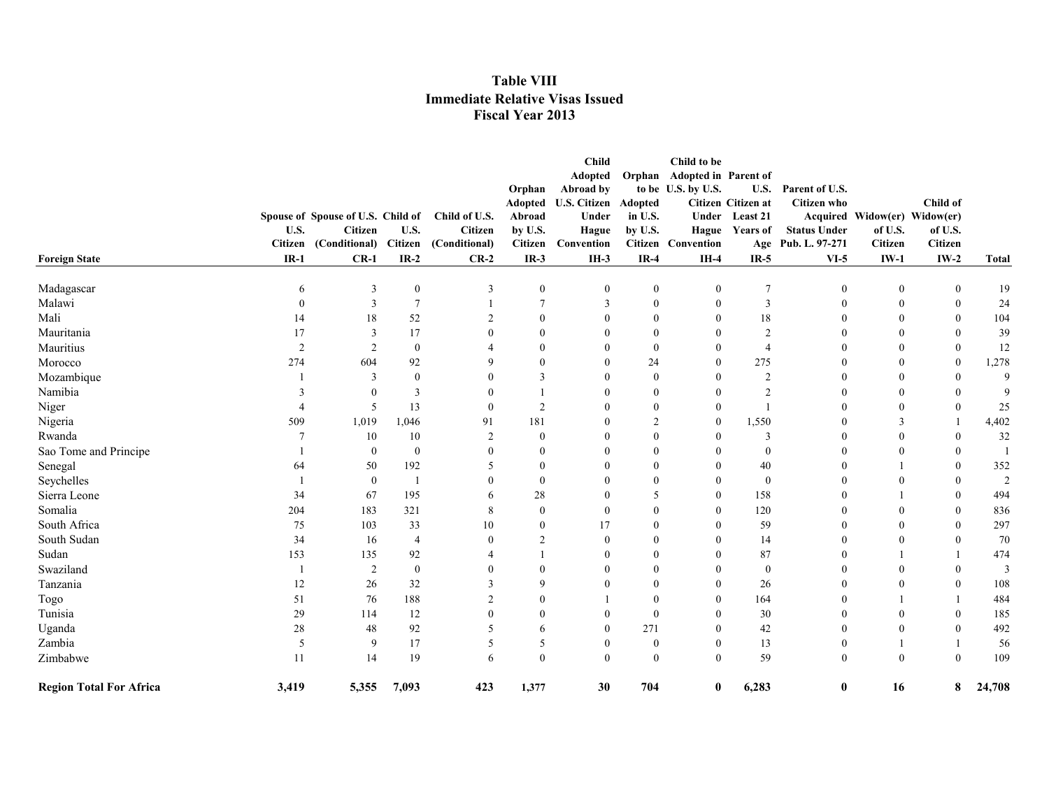# Table VIII
## Immediate Relative Visas Issued
## Fiscal Year 2013

| Foreign State | Spouse of U.S. Citizen IR-1 | Spouse of U.S. Citizen (Conditional) CR-1 | Child of U.S. Citizen IR-2 | Child of U.S. Citizen (Conditional) CR-2 | Orphan Adopted Abroad by U.S. Citizen IR-3 | Child Adopted Abroad by U.S. Citizen Under Hague Convention IH-3 | Orphan to be Adopted in U.S. by U.S. Citizen IR-4 | Child to be Adopted in U.S. by U.S. Citizen Under Hague Convention IH-4 | Parent of U.S. Citizen at Least 21 Years of Age IR-5 | Parent of U.S. Citizen who Acquired Status Under Pub. L. 97-271 VI-5 | Widow(er) of U.S. Citizen IW-1 | Child of Widow(er) of U.S. Citizen IW-2 | Total |
|---|---|---|---|---|---|---|---|---|---|---|---|---|---|
| Madagascar | 6 | 3 | 0 | 3 | 0 | 0 | 0 | 0 | 7 | 0 | 0 | 0 | 19 |
| Malawi | 0 | 3 | 7 | 1 | 7 | 3 | 0 | 0 | 3 | 0 | 0 | 0 | 24 |
| Mali | 14 | 18 | 52 | 2 | 0 | 0 | 0 | 0 | 18 | 0 | 0 | 0 | 104 |
| Mauritania | 17 | 3 | 17 | 0 | 0 | 0 | 0 | 0 | 2 | 0 | 0 | 0 | 39 |
| Mauritius | 2 | 2 | 0 | 4 | 0 | 0 | 0 | 0 | 4 | 0 | 0 | 0 | 12 |
| Morocco | 274 | 604 | 92 | 9 | 0 | 0 | 24 | 0 | 275 | 0 | 0 | 0 | 1,278 |
| Mozambique | 1 | 3 | 0 | 0 | 3 | 0 | 0 | 0 | 2 | 0 | 0 | 0 | 9 |
| Namibia | 3 | 0 | 3 | 0 | 1 | 0 | 0 | 0 | 2 | 0 | 0 | 0 | 9 |
| Niger | 4 | 5 | 13 | 0 | 2 | 0 | 0 | 0 | 1 | 0 | 0 | 0 | 25 |
| Nigeria | 509 | 1,019 | 1,046 | 91 | 181 | 0 | 2 | 0 | 1,550 | 0 | 3 | 1 | 4,402 |
| Rwanda | 7 | 10 | 10 | 2 | 0 | 0 | 0 | 0 | 3 | 0 | 0 | 0 | 32 |
| Sao Tome and Principe | 1 | 0 | 0 | 0 | 0 | 0 | 0 | 0 | 0 | 0 | 0 | 0 | 1 |
| Senegal | 64 | 50 | 192 | 5 | 0 | 0 | 0 | 0 | 40 | 0 | 1 | 0 | 352 |
| Seychelles | 1 | 0 | 1 | 0 | 0 | 0 | 0 | 0 | 0 | 0 | 0 | 0 | 2 |
| Sierra Leone | 34 | 67 | 195 | 6 | 28 | 0 | 5 | 0 | 158 | 0 | 1 | 0 | 494 |
| Somalia | 204 | 183 | 321 | 8 | 0 | 0 | 0 | 0 | 120 | 0 | 0 | 0 | 836 |
| South Africa | 75 | 103 | 33 | 10 | 0 | 17 | 0 | 0 | 59 | 0 | 0 | 0 | 297 |
| South Sudan | 34 | 16 | 4 | 0 | 2 | 0 | 0 | 0 | 14 | 0 | 0 | 0 | 70 |
| Sudan | 153 | 135 | 92 | 4 | 1 | 0 | 0 | 0 | 87 | 0 | 1 | 1 | 474 |
| Swaziland | 1 | 2 | 0 | 0 | 0 | 0 | 0 | 0 | 0 | 0 | 0 | 0 | 3 |
| Tanzania | 12 | 26 | 32 | 3 | 9 | 0 | 0 | 0 | 26 | 0 | 0 | 0 | 108 |
| Togo | 51 | 76 | 188 | 2 | 0 | 1 | 0 | 0 | 164 | 0 | 1 | 1 | 484 |
| Tunisia | 29 | 114 | 12 | 0 | 0 | 0 | 0 | 0 | 30 | 0 | 0 | 0 | 185 |
| Uganda | 28 | 48 | 92 | 5 | 6 | 0 | 271 | 0 | 42 | 0 | 0 | 0 | 492 |
| Zambia | 5 | 9 | 17 | 5 | 5 | 0 | 0 | 0 | 13 | 0 | 1 | 1 | 56 |
| Zimbabwe | 11 | 14 | 19 | 6 | 0 | 0 | 0 | 0 | 59 | 0 | 0 | 0 | 109 |
| **Region Total For Africa** | **3,419** | **5,355** | **7,093** | **423** | **1,377** | **30** | **704** | **0** | **6,283** | **0** | **16** | **8** | **24,708** |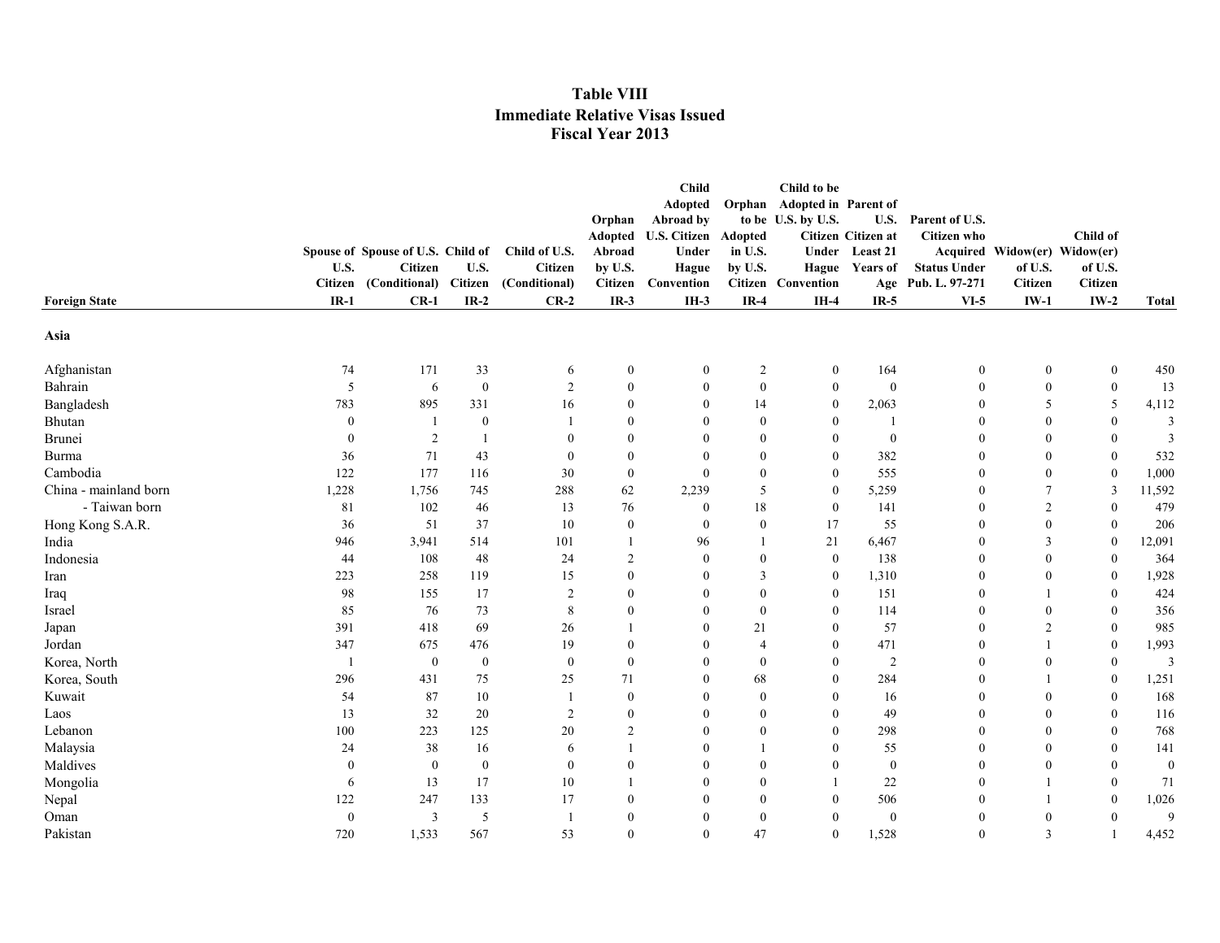# Table VIII
## Immediate Relative Visas Issued
## Fiscal Year 2013

| Foreign State | Spouse of U.S. Citizen IR-1 | Spouse of U.S. Citizen (Conditional) CR-1 | Child of U.S. Citizen IR-2 | Child of U.S. Citizen (Conditional) CR-2 | Orphan Adopted Abroad by U.S. Citizen IR-3 | Child Adopted Abroad by U.S. Citizen Under Hague Convention IH-3 | Orphan to be Adopted in U.S. by U.S. Citizen IR-4 | Child to be Adopted in U.S. by U.S. Citizen Under Hague Convention IH-4 | Parent of U.S. Citizen at Least 21 Years of Age IR-5 | Parent of U.S. Citizen who Acquired Status Under Pub. L. 97-271 VI-5 | Widow(er) of U.S. Citizen IW-1 | Child of Widow(er) of U.S. Citizen IW-2 | Total |
|---|---|---|---|---|---|---|---|---|---|---|---|---|---|
| **Asia** | | | | | | | | | | | | | |
| Afghanistan | 74 | 171 | 33 | 6 | 0 | 0 | 2 | 0 | 164 | 0 | 0 | 0 | 450 |
| Bahrain | 5 | 6 | 0 | 2 | 0 | 0 | 0 | 0 | 0 | 0 | 0 | 0 | 13 |
| Bangladesh | 783 | 895 | 331 | 16 | 0 | 0 | 14 | 0 | 2,063 | 0 | 5 | 5 | 4,112 |
| Bhutan | 0 | 1 | 0 | 1 | 0 | 0 | 0 | 0 | 1 | 0 | 0 | 0 | 3 |
| Brunei | 0 | 2 | 1 | 0 | 0 | 0 | 0 | 0 | 0 | 0 | 0 | 0 | 3 |
| Burma | 36 | 71 | 43 | 0 | 0 | 0 | 0 | 0 | 382 | 0 | 0 | 0 | 532 |
| Cambodia | 122 | 177 | 116 | 30 | 0 | 0 | 0 | 0 | 555 | 0 | 0 | 0 | 1,000 |
| China - mainland born | 1,228 | 1,756 | 745 | 288 | 62 | 2,239 | 5 | 0 | 5,259 | 0 | 7 | 3 | 11,592 |
| - Taiwan born | 81 | 102 | 46 | 13 | 76 | 0 | 18 | 0 | 141 | 0 | 2 | 0 | 479 |
| Hong Kong S.A.R. | 36 | 51 | 37 | 10 | 0 | 0 | 0 | 17 | 55 | 0 | 0 | 0 | 206 |
| India | 946 | 3,941 | 514 | 101 | 1 | 96 | 1 | 21 | 6,467 | 0 | 3 | 0 | 12,091 |
| Indonesia | 44 | 108 | 48 | 24 | 2 | 0 | 0 | 0 | 138 | 0 | 0 | 0 | 364 |
| Iran | 223 | 258 | 119 | 15 | 0 | 0 | 3 | 0 | 1,310 | 0 | 0 | 0 | 1,928 |
| Iraq | 98 | 155 | 17 | 2 | 0 | 0 | 0 | 0 | 151 | 0 | 1 | 0 | 424 |
| Israel | 85 | 76 | 73 | 8 | 0 | 0 | 0 | 0 | 114 | 0 | 0 | 0 | 356 |
| Japan | 391 | 418 | 69 | 26 | 1 | 0 | 21 | 0 | 57 | 0 | 2 | 0 | 985 |
| Jordan | 347 | 675 | 476 | 19 | 0 | 0 | 4 | 0 | 471 | 0 | 1 | 0 | 1,993 |
| Korea, North | 1 | 0 | 0 | 0 | 0 | 0 | 0 | 0 | 2 | 0 | 0 | 0 | 3 |
| Korea, South | 296 | 431 | 75 | 25 | 71 | 0 | 68 | 0 | 284 | 0 | 1 | 0 | 1,251 |
| Kuwait | 54 | 87 | 10 | 1 | 0 | 0 | 0 | 0 | 16 | 0 | 0 | 0 | 168 |
| Laos | 13 | 32 | 20 | 2 | 0 | 0 | 0 | 0 | 49 | 0 | 0 | 0 | 116 |
| Lebanon | 100 | 223 | 125 | 20 | 2 | 0 | 0 | 0 | 298 | 0 | 0 | 0 | 768 |
| Malaysia | 24 | 38 | 16 | 6 | 1 | 0 | 1 | 0 | 55 | 0 | 0 | 0 | 141 |
| Maldives | 0 | 0 | 0 | 0 | 0 | 0 | 0 | 0 | 0 | 0 | 0 | 0 | 0 |
| Mongolia | 6 | 13 | 17 | 10 | 1 | 0 | 0 | 1 | 22 | 0 | 1 | 0 | 71 |
| Nepal | 122 | 247 | 133 | 17 | 0 | 0 | 0 | 0 | 506 | 0 | 1 | 0 | 1,026 |
| Oman | 0 | 3 | 5 | 1 | 0 | 0 | 0 | 0 | 0 | 0 | 0 | 0 | 9 |
| Pakistan | 720 | 1,533 | 567 | 53 | 0 | 0 | 47 | 0 | 1,528 | 0 | 3 | 1 | 4,452 |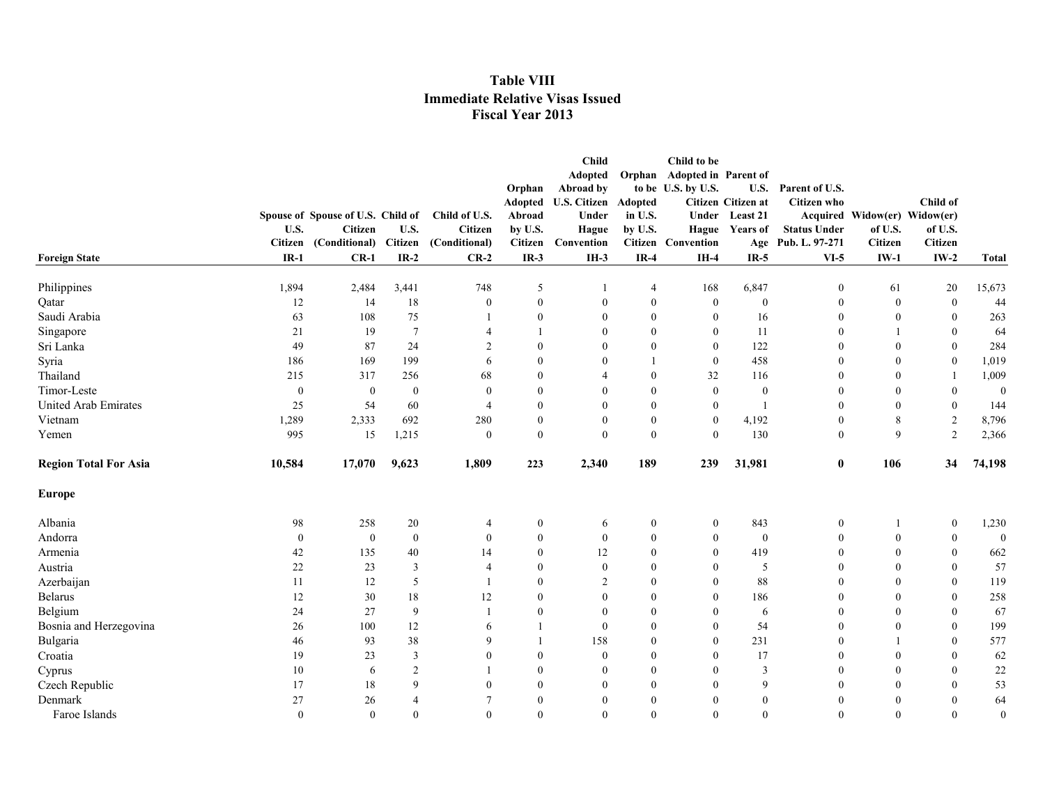# Table VIII
## Immediate Relative Visas Issued
## Fiscal Year 2013

| Foreign State | Spouse of U.S. Citizen IR-1 | Spouse of U.S. Citizen (Conditional) CR-1 | Child of U.S. Citizen IR-2 | Child of U.S. Citizen (Conditional) CR-2 | Orphan Adopted Abroad by U.S. Citizen IR-3 | Child Adopted Abroad by U.S. Citizen Under Hague Convention IH-3 | Orphan to be Adopted in U.S. by U.S. Citizen IR-4 | Child to be Adopted in U.S. by U.S. Citizen Under Hague Convention IH-4 | Parent of U.S. Citizen at Least 21 Years of Age IR-5 | Parent of U.S. Citizen who Acquired Status Under Pub. L. 97-271 VI-5 | Widow(er) of U.S. Citizen IW-1 | Child of Widow(er) of U.S. Citizen IW-2 | Total |
|---|---|---|---|---|---|---|---|---|---|---|---|---|---|
| Philippines | 1,894 | 2,484 | 3,441 | 748 | 5 | 1 | 4 | 168 | 6,847 | 0 | 61 | 20 | 15,673 |
| Qatar | 12 | 14 | 18 | 0 | 0 | 0 | 0 | 0 | 0 | 0 | 0 | 0 | 44 |
| Saudi Arabia | 63 | 108 | 75 | 1 | 0 | 0 | 0 | 0 | 16 | 0 | 0 | 0 | 263 |
| Singapore | 21 | 19 | 7 | 4 | 1 | 0 | 0 | 0 | 11 | 0 | 1 | 0 | 64 |
| Sri Lanka | 49 | 87 | 24 | 2 | 0 | 0 | 0 | 0 | 122 | 0 | 0 | 0 | 284 |
| Syria | 186 | 169 | 199 | 6 | 0 | 0 | 1 | 0 | 458 | 0 | 0 | 0 | 1,019 |
| Thailand | 215 | 317 | 256 | 68 | 0 | 4 | 0 | 32 | 116 | 0 | 0 | 1 | 1,009 |
| Timor-Leste | 0 | 0 | 0 | 0 | 0 | 0 | 0 | 0 | 0 | 0 | 0 | 0 | 0 |
| United Arab Emirates | 25 | 54 | 60 | 4 | 0 | 0 | 0 | 0 | 1 | 0 | 0 | 0 | 144 |
| Vietnam | 1,289 | 2,333 | 692 | 280 | 0 | 0 | 0 | 0 | 4,192 | 0 | 8 | 2 | 8,796 |
| Yemen | 995 | 15 | 1,215 | 0 | 0 | 0 | 0 | 0 | 130 | 0 | 9 | 2 | 2,366 |
| **Region Total For Asia** | **10,584** | **17,070** | **9,623** | **1,809** | **223** | **2,340** | **189** | **239** | **31,981** | **0** | **106** | **34** | **74,198** |
| **Europe** | | | | | | | | | | | | | |
| Albania | 98 | 258 | 20 | 4 | 0 | 6 | 0 | 0 | 843 | 0 | 1 | 0 | 1,230 |
| Andorra | 0 | 0 | 0 | 0 | 0 | 0 | 0 | 0 | 0 | 0 | 0 | 0 | 0 |
| Armenia | 42 | 135 | 40 | 14 | 0 | 12 | 0 | 0 | 419 | 0 | 0 | 0 | 662 |
| Austria | 22 | 23 | 3 | 4 | 0 | 0 | 0 | 0 | 5 | 0 | 0 | 0 | 57 |
| Azerbaijan | 11 | 12 | 5 | 1 | 0 | 2 | 0 | 0 | 88 | 0 | 0 | 0 | 119 |
| Belarus | 12 | 30 | 18 | 12 | 0 | 0 | 0 | 0 | 186 | 0 | 0 | 0 | 258 |
| Belgium | 24 | 27 | 9 | 1 | 0 | 0 | 0 | 0 | 6 | 0 | 0 | 0 | 67 |
| Bosnia and Herzegovina | 26 | 100 | 12 | 6 | 1 | 0 | 0 | 0 | 54 | 0 | 0 | 0 | 199 |
| Bulgaria | 46 | 93 | 38 | 9 | 1 | 158 | 0 | 0 | 231 | 0 | 1 | 0 | 577 |
| Croatia | 19 | 23 | 3 | 0 | 0 | 0 | 0 | 0 | 17 | 0 | 0 | 0 | 62 |
| Cyprus | 10 | 6 | 2 | 1 | 0 | 0 | 0 | 0 | 3 | 0 | 0 | 0 | 22 |
| Czech Republic | 17 | 18 | 9 | 0 | 0 | 0 | 0 | 0 | 9 | 0 | 0 | 0 | 53 |
| Denmark | 27 | 26 | 4 | 7 | 0 | 0 | 0 | 0 | 0 | 0 | 0 | 0 | 64 |
| Faroe Islands | 0 | 0 | 0 | 0 | 0 | 0 | 0 | 0 | 0 | 0 | 0 | 0 | 0 |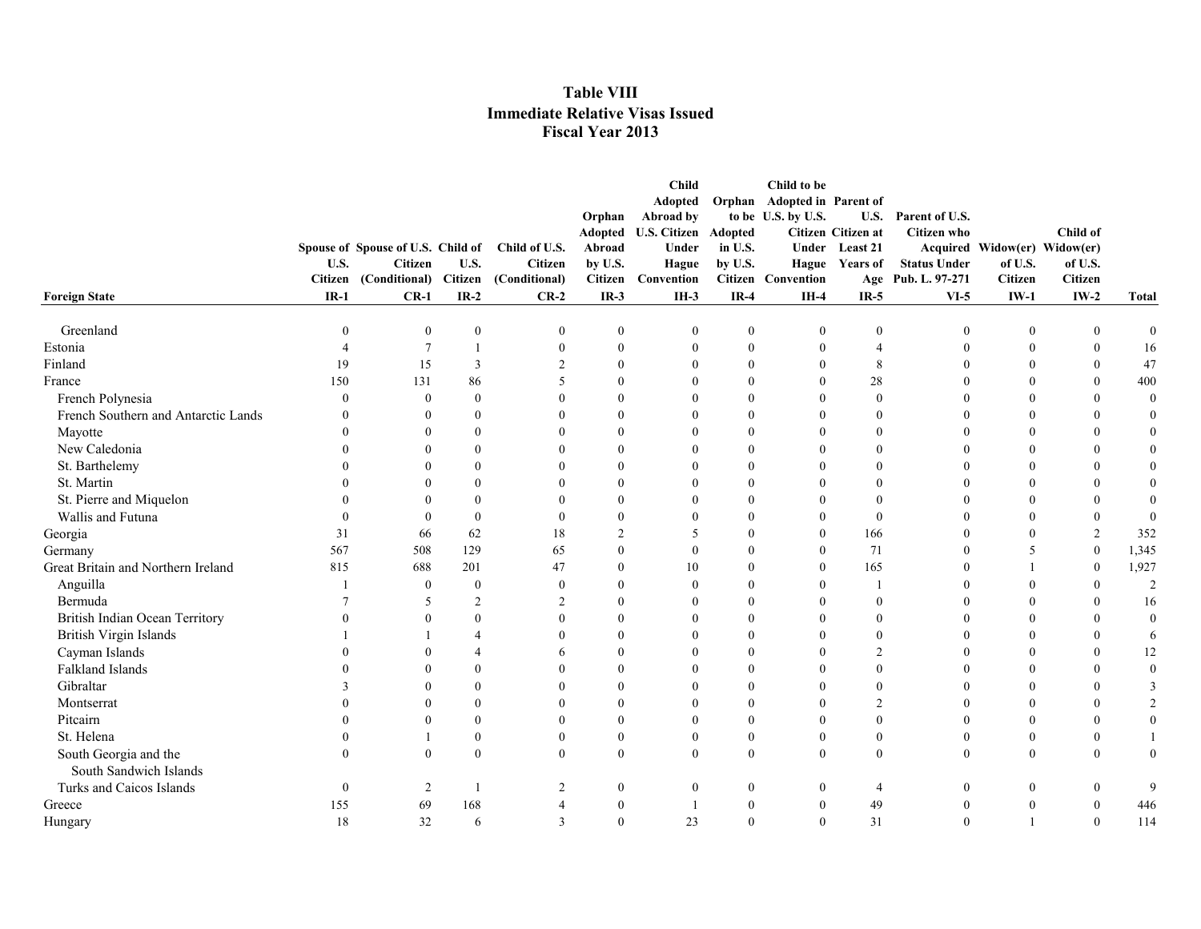# Table VIII
## Immediate Relative Visas Issued
## Fiscal Year 2013

| Foreign State | Spouse of U.S. Citizen IR-1 | Spouse of U.S. Citizen (Conditional) CR-1 | Child of U.S. Citizen IR-2 | Child of U.S. Citizen (Conditional) CR-2 | Orphan Adopted Abroad by U.S. Citizen IR-3 | Child Adopted Abroad by U.S. Citizen Under Hague Convention IH-3 | Orphan to be Adopted in U.S. by U.S. Citizen IR-4 | Child to be Adopted in U.S. by U.S. Citizen Under Hague Convention IH-4 | Parent of U.S. Citizen at Least 21 Years of Age IR-5 | Parent of U.S. Citizen who Acquired Status Under Pub. L. 97-271 VI-5 | Widow(er) of U.S. Citizen IW-1 | Child of Widow(er) of U.S. Citizen IW-2 | Total |
|---|---|---|---|---|---|---|---|---|---|---|---|---|---|
| Greenland | 0 | 0 | 0 | 0 | 0 | 0 | 0 | 0 | 0 | 0 | 0 | 0 | 0 |
| Estonia | 4 | 7 | 1 | 0 | 0 | 0 | 0 | 0 | 4 | 0 | 0 | 0 | 16 |
| Finland | 19 | 15 | 3 | 2 | 0 | 0 | 0 | 0 | 8 | 0 | 0 | 0 | 47 |
| France | 150 | 131 | 86 | 5 | 0 | 0 | 0 | 0 | 28 | 0 | 0 | 0 | 400 |
| French Polynesia | 0 | 0 | 0 | 0 | 0 | 0 | 0 | 0 | 0 | 0 | 0 | 0 | 0 |
| French Southern and Antarctic Lands | 0 | 0 | 0 | 0 | 0 | 0 | 0 | 0 | 0 | 0 | 0 | 0 | 0 |
| Mayotte | 0 | 0 | 0 | 0 | 0 | 0 | 0 | 0 | 0 | 0 | 0 | 0 | 0 |
| New Caledonia | 0 | 0 | 0 | 0 | 0 | 0 | 0 | 0 | 0 | 0 | 0 | 0 | 0 |
| St. Barthelemy | 0 | 0 | 0 | 0 | 0 | 0 | 0 | 0 | 0 | 0 | 0 | 0 | 0 |
| St. Martin | 0 | 0 | 0 | 0 | 0 | 0 | 0 | 0 | 0 | 0 | 0 | 0 | 0 |
| St. Pierre and Miquelon | 0 | 0 | 0 | 0 | 0 | 0 | 0 | 0 | 0 | 0 | 0 | 0 | 0 |
| Wallis and Futuna | 0 | 0 | 0 | 0 | 0 | 0 | 0 | 0 | 0 | 0 | 0 | 0 | 0 |
| Georgia | 31 | 66 | 62 | 18 | 2 | 5 | 0 | 0 | 166 | 0 | 0 | 2 | 352 |
| Germany | 567 | 508 | 129 | 65 | 0 | 0 | 0 | 0 | 71 | 0 | 5 | 0 | 1,345 |
| Great Britain and Northern Ireland | 815 | 688 | 201 | 47 | 0 | 10 | 0 | 0 | 165 | 0 | 1 | 0 | 1,927 |
| Anguilla | 1 | 0 | 0 | 0 | 0 | 0 | 0 | 0 | 1 | 0 | 0 | 0 | 2 |
| Bermuda | 7 | 5 | 2 | 2 | 0 | 0 | 0 | 0 | 0 | 0 | 0 | 0 | 16 |
| British Indian Ocean Territory | 0 | 0 | 0 | 0 | 0 | 0 | 0 | 0 | 0 | 0 | 0 | 0 | 0 |
| British Virgin Islands | 1 | 1 | 4 | 0 | 0 | 0 | 0 | 0 | 0 | 0 | 0 | 0 | 6 |
| Cayman Islands | 0 | 0 | 4 | 6 | 0 | 0 | 0 | 0 | 2 | 0 | 0 | 0 | 12 |
| Falkland Islands | 0 | 0 | 0 | 0 | 0 | 0 | 0 | 0 | 0 | 0 | 0 | 0 | 0 |
| Gibraltar | 3 | 0 | 0 | 0 | 0 | 0 | 0 | 0 | 0 | 0 | 0 | 0 | 3 |
| Montserrat | 0 | 0 | 0 | 0 | 0 | 0 | 0 | 0 | 2 | 0 | 0 | 0 | 2 |
| Pitcairn | 0 | 0 | 0 | 0 | 0 | 0 | 0 | 0 | 0 | 0 | 0 | 0 | 0 |
| St. Helena | 0 | 1 | 0 | 0 | 0 | 0 | 0 | 0 | 0 | 0 | 0 | 0 | 1 |
| South Georgia and the South Sandwich Islands | 0 | 0 | 0 | 0 | 0 | 0 | 0 | 0 | 0 | 0 | 0 | 0 | 0 |
| Turks and Caicos Islands | 0 | 2 | 1 | 2 | 0 | 0 | 0 | 0 | 4 | 0 | 0 | 0 | 9 |
| Greece | 155 | 69 | 168 | 4 | 0 | 1 | 0 | 0 | 49 | 0 | 0 | 0 | 446 |
| Hungary | 18 | 32 | 6 | 3 | 0 | 23 | 0 | 0 | 31 | 0 | 1 | 0 | 114 |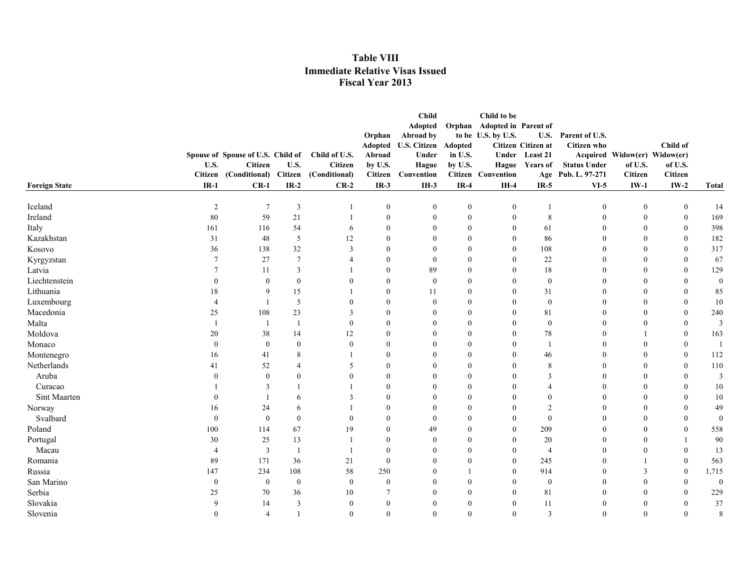# Table VIII
## Immediate Relative Visas Issued
### Fiscal Year 2013

| Foreign State | Spouse of U.S. Citizen IR-1 | Spouse of U.S. Citizen (Conditional) CR-1 | Child of U.S. Citizen IR-2 | Child of U.S. Citizen (Conditional) CR-2 | Orphan Adopted Abroad by U.S. Citizen IR-3 | Child Adopted Abroad by U.S. Citizen Under Hague Convention IH-3 | Orphan to be Adopted in U.S. by U.S. Citizen IR-4 | Child to be Adopted in U.S. by U.S. Citizen Under Hague Convention IH-4 | Parent of U.S. Citizen at Least 21 Years of Age IR-5 | Parent of U.S. Citizen who Acquired Status Under Pub. L. 97-271 VI-5 | Widow(er) of U.S. Citizen IW-1 | Child of Widow(er) of U.S. Citizen IW-2 | Total |
|---|---|---|---|---|---|---|---|---|---|---|---|---|---|
| Iceland | 2 | 7 | 3 | 1 | 0 | 0 | 0 | 0 | 1 | 0 | 0 | 0 | 14 |
| Ireland | 80 | 59 | 21 | 1 | 0 | 0 | 0 | 0 | 8 | 0 | 0 | 0 | 169 |
| Italy | 161 | 116 | 54 | 6 | 0 | 0 | 0 | 0 | 61 | 0 | 0 | 0 | 398 |
| Kazakhstan | 31 | 48 | 5 | 12 | 0 | 0 | 0 | 0 | 86 | 0 | 0 | 0 | 182 |
| Kosovo | 36 | 138 | 32 | 3 | 0 | 0 | 0 | 0 | 108 | 0 | 0 | 0 | 317 |
| Kyrgyzstan | 7 | 27 | 7 | 4 | 0 | 0 | 0 | 0 | 22 | 0 | 0 | 0 | 67 |
| Latvia | 7 | 11 | 3 | 1 | 0 | 89 | 0 | 0 | 18 | 0 | 0 | 0 | 129 |
| Liechtenstein | 0 | 0 | 0 | 0 | 0 | 0 | 0 | 0 | 0 | 0 | 0 | 0 | 0 |
| Lithuania | 18 | 9 | 15 | 1 | 0 | 11 | 0 | 0 | 31 | 0 | 0 | 0 | 85 |
| Luxembourg | 4 | 1 | 5 | 0 | 0 | 0 | 0 | 0 | 0 | 0 | 0 | 0 | 10 |
| Macedonia | 25 | 108 | 23 | 3 | 0 | 0 | 0 | 0 | 81 | 0 | 0 | 0 | 240 |
| Malta | 1 | 1 | 1 | 0 | 0 | 0 | 0 | 0 | 0 | 0 | 0 | 0 | 3 |
| Moldova | 20 | 38 | 14 | 12 | 0 | 0 | 0 | 0 | 78 | 0 | 1 | 0 | 163 |
| Monaco | 0 | 0 | 0 | 0 | 0 | 0 | 0 | 0 | 1 | 0 | 0 | 0 | 1 |
| Montenegro | 16 | 41 | 8 | 1 | 0 | 0 | 0 | 0 | 46 | 0 | 0 | 0 | 112 |
| Netherlands | 41 | 52 | 4 | 5 | 0 | 0 | 0 | 0 | 8 | 0 | 0 | 0 | 110 |
| Aruba | 0 | 0 | 0 | 0 | 0 | 0 | 0 | 0 | 3 | 0 | 0 | 0 | 3 |
| Curacao | 1 | 3 | 1 | 1 | 0 | 0 | 0 | 0 | 4 | 0 | 0 | 0 | 10 |
| Sint Maarten | 0 | 1 | 6 | 3 | 0 | 0 | 0 | 0 | 0 | 0 | 0 | 0 | 10 |
| Norway | 16 | 24 | 6 | 1 | 0 | 0 | 0 | 0 | 2 | 0 | 0 | 0 | 49 |
| Svalbard | 0 | 0 | 0 | 0 | 0 | 0 | 0 | 0 | 0 | 0 | 0 | 0 | 0 |
| Poland | 100 | 114 | 67 | 19 | 0 | 49 | 0 | 0 | 209 | 0 | 0 | 0 | 558 |
| Portugal | 30 | 25 | 13 | 1 | 0 | 0 | 0 | 0 | 20 | 0 | 0 | 1 | 90 |
| Macau | 4 | 3 | 1 | 1 | 0 | 0 | 0 | 0 | 4 | 0 | 0 | 0 | 13 |
| Romania | 89 | 171 | 36 | 21 | 0 | 0 | 0 | 0 | 245 | 0 | 1 | 0 | 563 |
| Russia | 147 | 234 | 108 | 58 | 250 | 0 | 1 | 0 | 914 | 0 | 3 | 0 | 1,715 |
| San Marino | 0 | 0 | 0 | 0 | 0 | 0 | 0 | 0 | 0 | 0 | 0 | 0 | 0 |
| Serbia | 25 | 70 | 36 | 10 | 7 | 0 | 0 | 0 | 81 | 0 | 0 | 0 | 229 |
| Slovakia | 9 | 14 | 3 | 0 | 0 | 0 | 0 | 0 | 11 | 0 | 0 | 0 | 37 |
| Slovenia | 0 | 4 | 1 | 0 | 0 | 0 | 0 | 0 | 3 | 0 | 0 | 0 | 8 |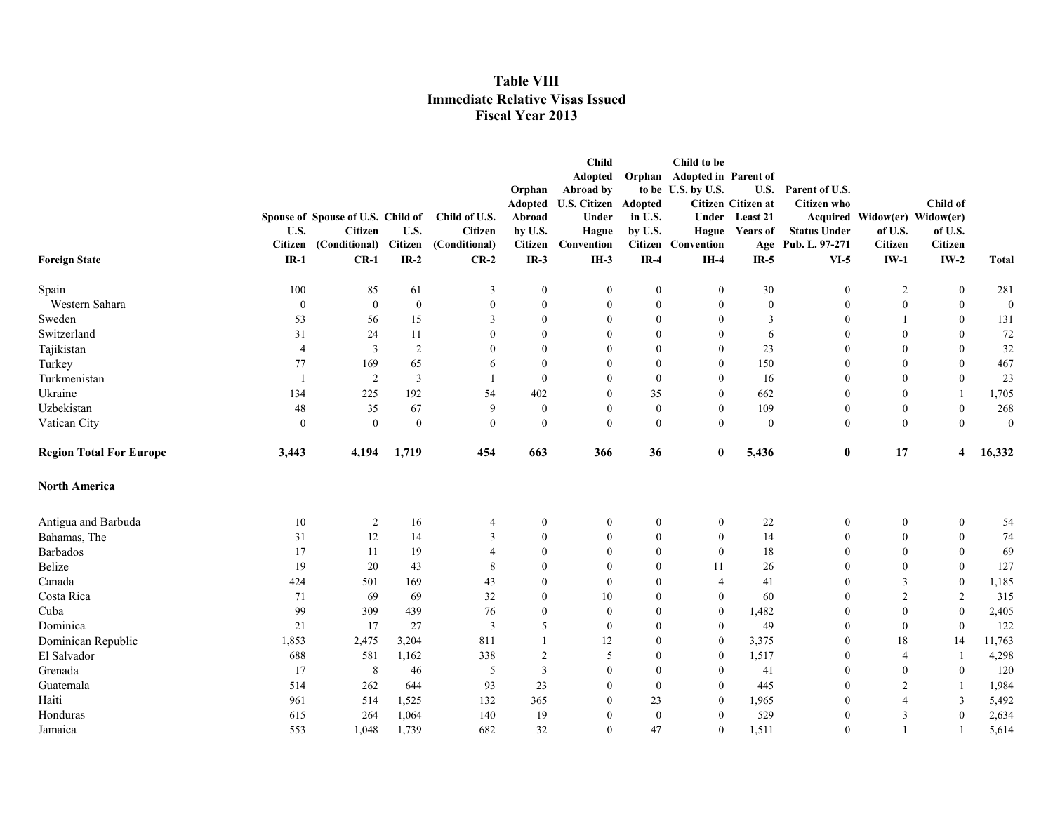# Table VIII
## Immediate Relative Visas Issued
## Fiscal Year 2013

| Foreign State | Spouse of U.S. Citizen IR-1 | Spouse of U.S. Citizen (Conditional) CR-1 | Child of U.S. Citizen IR-2 | Child of U.S. Citizen (Conditional) CR-2 | Orphan Adopted Abroad by U.S. Citizen IR-3 | Child Adopted Abroad by U.S. Citizen Under Hague Convention IH-3 | Orphan to be Adopted in U.S. by U.S. Citizen IR-4 | Child to be Adopted in U.S. by U.S. Citizen Under Hague Convention IH-4 | Parent of U.S. Citizen at Least 21 Years of Age IR-5 | Parent of U.S. Citizen who Acquired Status Under Pub. L. 97-271 VI-5 | Widow(er) of U.S. Citizen IW-1 | Child of Widow(er) of U.S. Citizen IW-2 | Total |
|---|---|---|---|---|---|---|---|---|---|---|---|---|---|
| Spain | 100 | 85 | 61 | 3 | 0 | 0 | 0 | 0 | 30 | 0 | 2 | 0 | 281 |
| Western Sahara | 0 | 0 | 0 | 0 | 0 | 0 | 0 | 0 | 0 | 0 | 0 | 0 | 0 |
| Sweden | 53 | 56 | 15 | 3 | 0 | 0 | 0 | 0 | 3 | 0 | 1 | 0 | 131 |
| Switzerland | 31 | 24 | 11 | 0 | 0 | 0 | 0 | 0 | 6 | 0 | 0 | 0 | 72 |
| Tajikistan | 4 | 3 | 2 | 0 | 0 | 0 | 0 | 0 | 23 | 0 | 0 | 0 | 32 |
| Turkey | 77 | 169 | 65 | 6 | 0 | 0 | 0 | 0 | 150 | 0 | 0 | 0 | 467 |
| Turkmenistan | 1 | 2 | 3 | 1 | 0 | 0 | 0 | 0 | 16 | 0 | 0 | 0 | 23 |
| Ukraine | 134 | 225 | 192 | 54 | 402 | 0 | 35 | 0 | 662 | 0 | 0 | 1 | 1,705 |
| Uzbekistan | 48 | 35 | 67 | 9 | 0 | 0 | 0 | 0 | 109 | 0 | 0 | 0 | 268 |
| Vatican City | 0 | 0 | 0 | 0 | 0 | 0 | 0 | 0 | 0 | 0 | 0 | 0 | 0 |
| **Region Total For Europe** | **3,443** | **4,194** | **1,719** | **454** | **663** | **366** | **36** | **0** | **5,436** | **0** | **17** | **4** | **16,332** |
| **North America** | | | | | | | | | | | | | |
| Antigua and Barbuda | 10 | 2 | 16 | 4 | 0 | 0 | 0 | 0 | 22 | 0 | 0 | 0 | 54 |
| Bahamas, The | 31 | 12 | 14 | 3 | 0 | 0 | 0 | 0 | 14 | 0 | 0 | 0 | 74 |
| Barbados | 17 | 11 | 19 | 4 | 0 | 0 | 0 | 0 | 18 | 0 | 0 | 0 | 69 |
| Belize | 19 | 20 | 43 | 8 | 0 | 0 | 0 | 11 | 26 | 0 | 0 | 0 | 127 |
| Canada | 424 | 501 | 169 | 43 | 0 | 0 | 0 | 4 | 41 | 0 | 3 | 0 | 1,185 |
| Costa Rica | 71 | 69 | 69 | 32 | 0 | 10 | 0 | 0 | 60 | 0 | 2 | 2 | 315 |
| Cuba | 99 | 309 | 439 | 76 | 0 | 0 | 0 | 0 | 1,482 | 0 | 0 | 0 | 2,405 |
| Dominica | 21 | 17 | 27 | 3 | 5 | 0 | 0 | 0 | 49 | 0 | 0 | 0 | 122 |
| Dominican Republic | 1,853 | 2,475 | 3,204 | 811 | 1 | 12 | 0 | 0 | 3,375 | 0 | 18 | 14 | 11,763 |
| El Salvador | 688 | 581 | 1,162 | 338 | 2 | 5 | 0 | 0 | 1,517 | 0 | 4 | 1 | 4,298 |
| Grenada | 17 | 8 | 46 | 5 | 3 | 0 | 0 | 0 | 41 | 0 | 0 | 0 | 120 |
| Guatemala | 514 | 262 | 644 | 93 | 23 | 0 | 0 | 0 | 445 | 0 | 2 | 1 | 1,984 |
| Haiti | 961 | 514 | 1,525 | 132 | 365 | 0 | 23 | 0 | 1,965 | 0 | 4 | 3 | 5,492 |
| Honduras | 615 | 264 | 1,064 | 140 | 19 | 0 | 0 | 0 | 529 | 0 | 3 | 0 | 2,634 |
| Jamaica | 553 | 1,048 | 1,739 | 682 | 32 | 0 | 47 | 0 | 1,511 | 0 | 1 | 1 | 5,614 |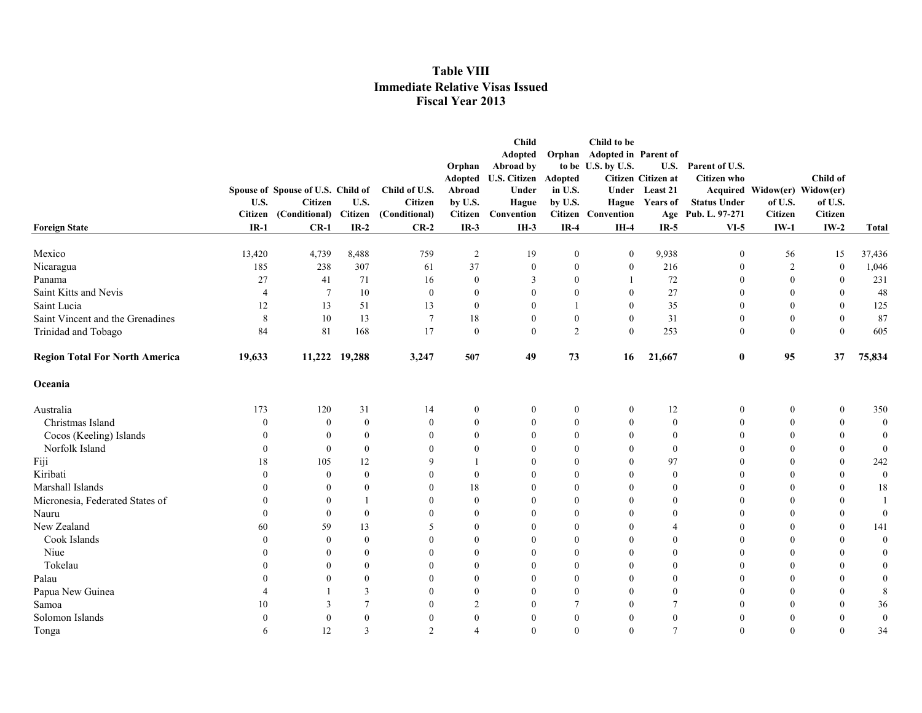# Table VIII
## Immediate Relative Visas Issued
## Fiscal Year 2013

| Foreign State | Spouse of U.S. Citizen IR-1 | Spouse of U.S. Citizen (Conditional) CR-1 | Child of U.S. Citizen IR-2 | Child of U.S. Citizen (Conditional) CR-2 | Orphan Adopted Abroad by U.S. Citizen IR-3 | Child Adopted Abroad by U.S. Citizen Under Hague Convention IH-3 | Orphan to be Adopted in U.S. by U.S. Citizen IR-4 | Child to be Adopted in U.S. by U.S. Citizen Under Hague Convention IH-4 | Parent of U.S. Citizen at Least 21 Years of Age IR-5 | Parent of U.S. Citizen who Acquired Status Under Pub. L. 97-271 VI-5 | Widow(er) of U.S. Citizen IW-1 | Child of Widow(er) of U.S. Citizen IW-2 | Total |
|---|---|---|---|---|---|---|---|---|---|---|---|---|---|
| Mexico | 13,420 | 4,739 | 8,488 | 759 | 2 | 19 | 0 | 0 | 9,938 | 0 | 56 | 15 | 37,436 |
| Nicaragua | 185 | 238 | 307 | 61 | 37 | 0 | 0 | 0 | 216 | 0 | 2 | 0 | 1,046 |
| Panama | 27 | 41 | 71 | 16 | 0 | 3 | 0 | 1 | 72 | 0 | 0 | 0 | 231 |
| Saint Kitts and Nevis | 4 | 7 | 10 | 0 | 0 | 0 | 0 | 0 | 27 | 0 | 0 | 0 | 48 |
| Saint Lucia | 12 | 13 | 51 | 13 | 0 | 0 | 1 | 0 | 35 | 0 | 0 | 0 | 125 |
| Saint Vincent and the Grenadines | 8 | 10 | 13 | 7 | 18 | 0 | 0 | 0 | 31 | 0 | 0 | 0 | 87 |
| Trinidad and Tobago | 84 | 81 | 168 | 17 | 0 | 0 | 2 | 0 | 253 | 0 | 0 | 0 | 605 |
| **Region Total For North America** | **19,633** | **11,222** | **19,288** | **3,247** | **507** | **49** | **73** | **16** | **21,667** | **0** | **95** | **37** | **75,834** |
| **Oceania** | | | | | | | | | | | | | |
| Australia | 173 | 120 | 31 | 14 | 0 | 0 | 0 | 0 | 12 | 0 | 0 | 0 | 350 |
| Christmas Island | 0 | 0 | 0 | 0 | 0 | 0 | 0 | 0 | 0 | 0 | 0 | 0 | 0 |
| Cocos (Keeling) Islands | 0 | 0 | 0 | 0 | 0 | 0 | 0 | 0 | 0 | 0 | 0 | 0 | 0 |
| Norfolk Island | 0 | 0 | 0 | 0 | 0 | 0 | 0 | 0 | 0 | 0 | 0 | 0 | 0 |
| Fiji | 18 | 105 | 12 | 9 | 1 | 0 | 0 | 0 | 97 | 0 | 0 | 0 | 242 |
| Kiribati | 0 | 0 | 0 | 0 | 0 | 0 | 0 | 0 | 0 | 0 | 0 | 0 | 0 |
| Marshall Islands | 0 | 0 | 0 | 0 | 18 | 0 | 0 | 0 | 0 | 0 | 0 | 0 | 18 |
| Micronesia, Federated States of | 0 | 0 | 1 | 0 | 0 | 0 | 0 | 0 | 0 | 0 | 0 | 0 | 1 |
| Nauru | 0 | 0 | 0 | 0 | 0 | 0 | 0 | 0 | 0 | 0 | 0 | 0 | 0 |
| New Zealand | 60 | 59 | 13 | 5 | 0 | 0 | 0 | 0 | 4 | 0 | 0 | 0 | 141 |
| Cook Islands | 0 | 0 | 0 | 0 | 0 | 0 | 0 | 0 | 0 | 0 | 0 | 0 | 0 |
| Niue | 0 | 0 | 0 | 0 | 0 | 0 | 0 | 0 | 0 | 0 | 0 | 0 | 0 |
| Tokelau | 0 | 0 | 0 | 0 | 0 | 0 | 0 | 0 | 0 | 0 | 0 | 0 | 0 |
| Palau | 0 | 0 | 0 | 0 | 0 | 0 | 0 | 0 | 0 | 0 | 0 | 0 | 0 |
| Papua New Guinea | 4 | 1 | 3 | 0 | 0 | 0 | 0 | 0 | 0 | 0 | 0 | 0 | 8 |
| Samoa | 10 | 3 | 7 | 0 | 2 | 0 | 7 | 0 | 7 | 0 | 0 | 0 | 36 |
| Solomon Islands | 0 | 0 | 0 | 0 | 0 | 0 | 0 | 0 | 0 | 0 | 0 | 0 | 0 |
| Tonga | 6 | 12 | 3 | 2 | 4 | 0 | 0 | 0 | 7 | 0 | 0 | 0 | 34 |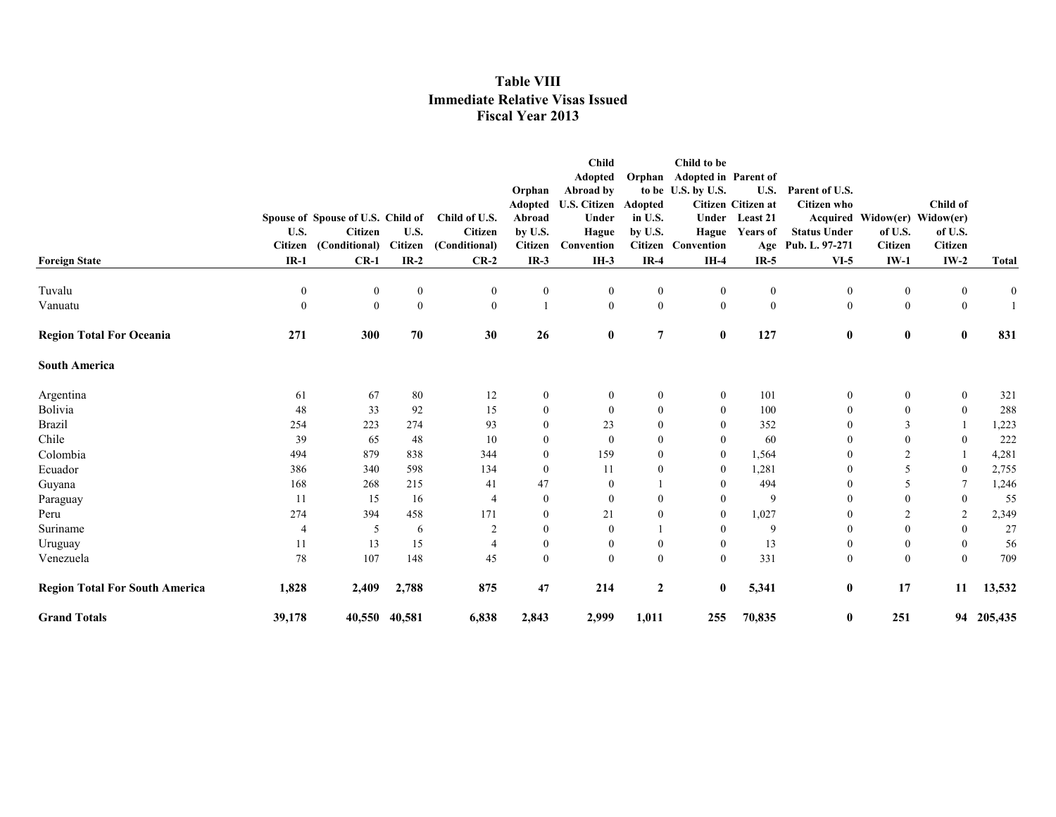# Table VIII
## Immediate Relative Visas Issued
## Fiscal Year 2013

| Foreign State | Spouse of U.S. Citizen IR-1 | Spouse of U.S. Citizen (Conditional) CR-1 | Child of U.S. Citizen IR-2 | Child of U.S. Citizen (Conditional) CR-2 | Orphan Adopted Abroad by U.S. Citizen IR-3 | Child Adopted Abroad by U.S. Citizen Under Hague Convention IH-3 | Orphan to be Adopted in U.S. by U.S. Citizen IR-4 | Child to be Adopted in U.S. by U.S. Citizen Under Hague Convention IH-4 | Parent of U.S. Citizen at Least 21 Years of Age IR-5 | Parent of U.S. Citizen who Acquired Status Under Pub. L. 97-271 VI-5 | Widow(er) of U.S. Citizen IW-1 | Child of Widow(er) of U.S. Citizen IW-2 | Total |
|---|---|---|---|---|---|---|---|---|---|---|---|---|---|
| Tuvalu | 0 | 0 | 0 | 0 | 0 | 0 | 0 | 0 | 0 | 0 | 0 | 0 | 0 |
| Vanuatu | 0 | 0 | 0 | 0 | 1 | 0 | 0 | 0 | 0 | 0 | 0 | 0 | 1 |
| **Region Total For Oceania** | **271** | **300** | **70** | **30** | **26** | **0** | **7** | **0** | **127** | **0** | **0** | **0** | **831** |
| **South America** | | | | | | | | | | | | | |
| Argentina | 61 | 67 | 80 | 12 | 0 | 0 | 0 | 0 | 101 | 0 | 0 | 0 | 321 |
| Bolivia | 48 | 33 | 92 | 15 | 0 | 0 | 0 | 0 | 100 | 0 | 0 | 0 | 288 |
| Brazil | 254 | 223 | 274 | 93 | 0 | 23 | 0 | 0 | 352 | 0 | 3 | 1 | 1,223 |
| Chile | 39 | 65 | 48 | 10 | 0 | 0 | 0 | 0 | 60 | 0 | 0 | 0 | 222 |
| Colombia | 494 | 879 | 838 | 344 | 0 | 159 | 0 | 0 | 1,564 | 0 | 2 | 1 | 4,281 |
| Ecuador | 386 | 340 | 598 | 134 | 0 | 11 | 0 | 0 | 1,281 | 0 | 5 | 0 | 2,755 |
| Guyana | 168 | 268 | 215 | 41 | 47 | 0 | 1 | 0 | 494 | 0 | 5 | 7 | 1,246 |
| Paraguay | 11 | 15 | 16 | 4 | 0 | 0 | 0 | 0 | 9 | 0 | 0 | 0 | 55 |
| Peru | 274 | 394 | 458 | 171 | 0 | 21 | 0 | 0 | 1,027 | 0 | 2 | 2 | 2,349 |
| Suriname | 4 | 5 | 6 | 2 | 0 | 0 | 1 | 0 | 9 | 0 | 0 | 0 | 27 |
| Uruguay | 11 | 13 | 15 | 4 | 0 | 0 | 0 | 0 | 13 | 0 | 0 | 0 | 56 |
| Venezuela | 78 | 107 | 148 | 45 | 0 | 0 | 0 | 0 | 331 | 0 | 0 | 0 | 709 |
| **Region Total For South America** | **1,828** | **2,409** | **2,788** | **875** | **47** | **214** | **2** | **0** | **5,341** | **0** | **17** | **11** | **13,532** |
| **Grand Totals** | **39,178** | **40,550** | **40,581** | **6,838** | **2,843** | **2,999** | **1,011** | **255** | **70,835** | **0** | **251** | **94** | **205,435** |